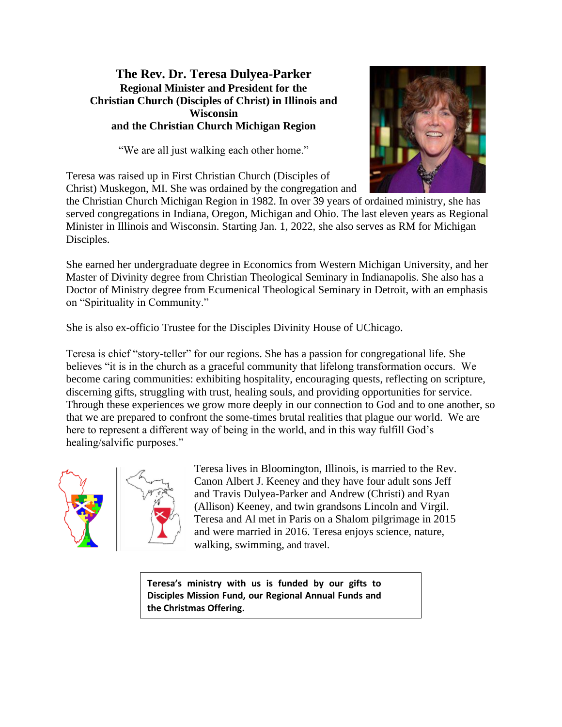# The Rev. Dr. Teresa Dulyea-Parker

**Regional Minister and President for the Christian Church (Disciples of Christ) in Illinois and Wisconsin and the Christian Church Michigan Region**

"We are all just walking each other home."

Teresa was raised up in First Christian Church (Disciples of Christ) Muskegon, MI. She was ordained by the congregation and the Christian Church Michigan Region in 1982. In over 39 years of ordained ministry, she has served congregations in Indiana, Oregon, Michigan and Ohio. The last eleven years as Regional Minister in Illinois and Wisconsin. Starting Jan. 1, 2022, she also serves as RM for Michigan Disciples.

She earned her undergraduate degree in Economics from Western Michigan University, and her Master of Divinity degree from Christian Theological Seminary in Indianapolis. She also has a Doctor of Ministry degree from Ecumenical Theological Seminary in Detroit, with an emphasis on "Spirituality in Community."

She is also ex-officio Trustee for the Disciples Divinity House of UChicago.

Teresa is chief "story-teller" for our regions. She has a passion for congregational life. She believes "it is in the church as a graceful community that lifelong transformation occurs. We become caring communities: exhibiting hospitality, encouraging quests, reflecting on scripture, discerning gifts, struggling with trust, healing souls, and providing opportunities for service. Through these experiences we grow more deeply in our connection to God and to one another, so that we are prepared to confront the some-times brutal realities that plague our world. We are here to represent a different way of being in the world, and in this way fulfill God's healing/salvific purposes."

Teresa lives in Bloomington, Illinois, is married to the Rev. Canon Albert J. Keeney and they have four adult sons Jeff and Travis Dulyea-Parker and Andrew (Christi) and Ryan (Allison) Keeney, and twin grandsons Lincoln and Virgil. Teresa and Al met in Paris on a Shalom pilgrimage in 2015 and were married in 2016. Teresa enjoys science, nature, walking, swimming, and travel.

**Teresa's ministry with us is funded by our gifts to Disciples Mission Fund, our Regional Annual Funds and the Christmas Offering.**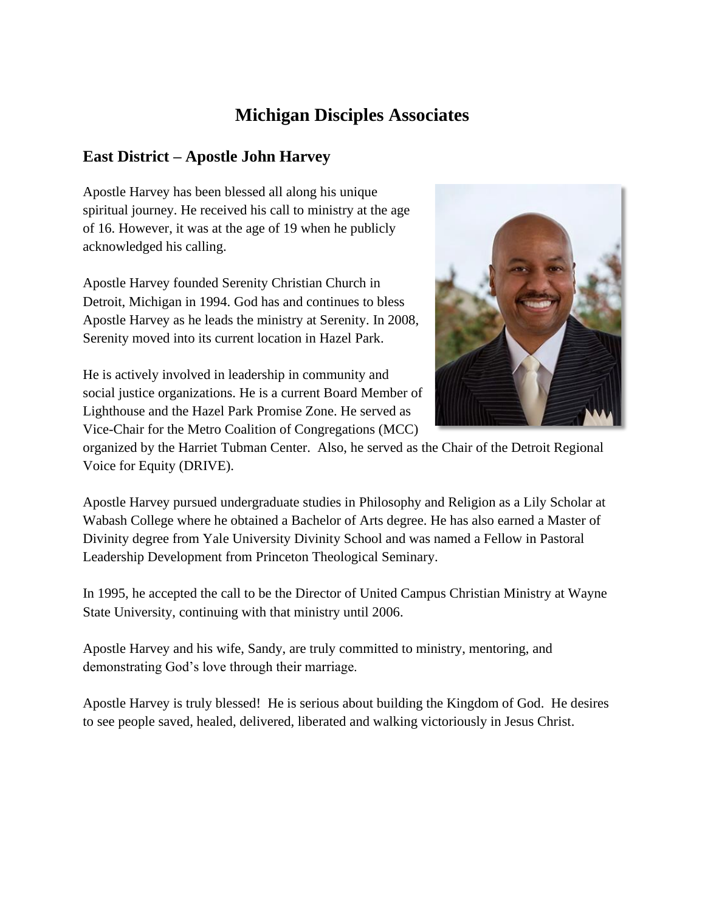# Michigan Disciples Associates

## East District – Apostle John Harvey

Apostle Harvey has been blessed all along his unique spiritual journey. He received his call to ministry at the age of 16. However, it was at the age of 19 when he publicly acknowledged his calling.

Apostle Harvey founded Serenity Christian Church in Detroit, Michigan in 1994. God has and continues to bless Apostle Harvey as he leads the ministry at Serenity. In 2008, Serenity moved into its current location in Hazel Park.

He is actively involved in leadership in community and social justice organizations. He is a current Board Member of Lighthouse and the Hazel Park Promise Zone. He served as Vice-Chair for the Metro Coalition of Congregations (MCC) organized by the Harriet Tubman Center. Also, he served as the Chair of the Detroit Regional Voice for Equity (DRIVE).

Apostle Harvey pursued undergraduate studies in Philosophy and Religion as a Lily Scholar at Wabash College where he obtained a Bachelor of Arts degree. He has also earned a Master of Divinity degree from Yale University Divinity School and was named a Fellow in Pastoral Leadership Development from Princeton Theological Seminary.

In 1995, he accepted the call to be the Director of United Campus Christian Ministry at Wayne State University, continuing with that ministry until 2006.

Apostle Harvey and his wife, Sandy, are truly committed to ministry, mentoring, and demonstrating God's love through their marriage.

Apostle Harvey is truly blessed! He is serious about building the Kingdom of God. He desires to see people saved, healed, delivered, liberated and walking victoriously in Jesus Christ.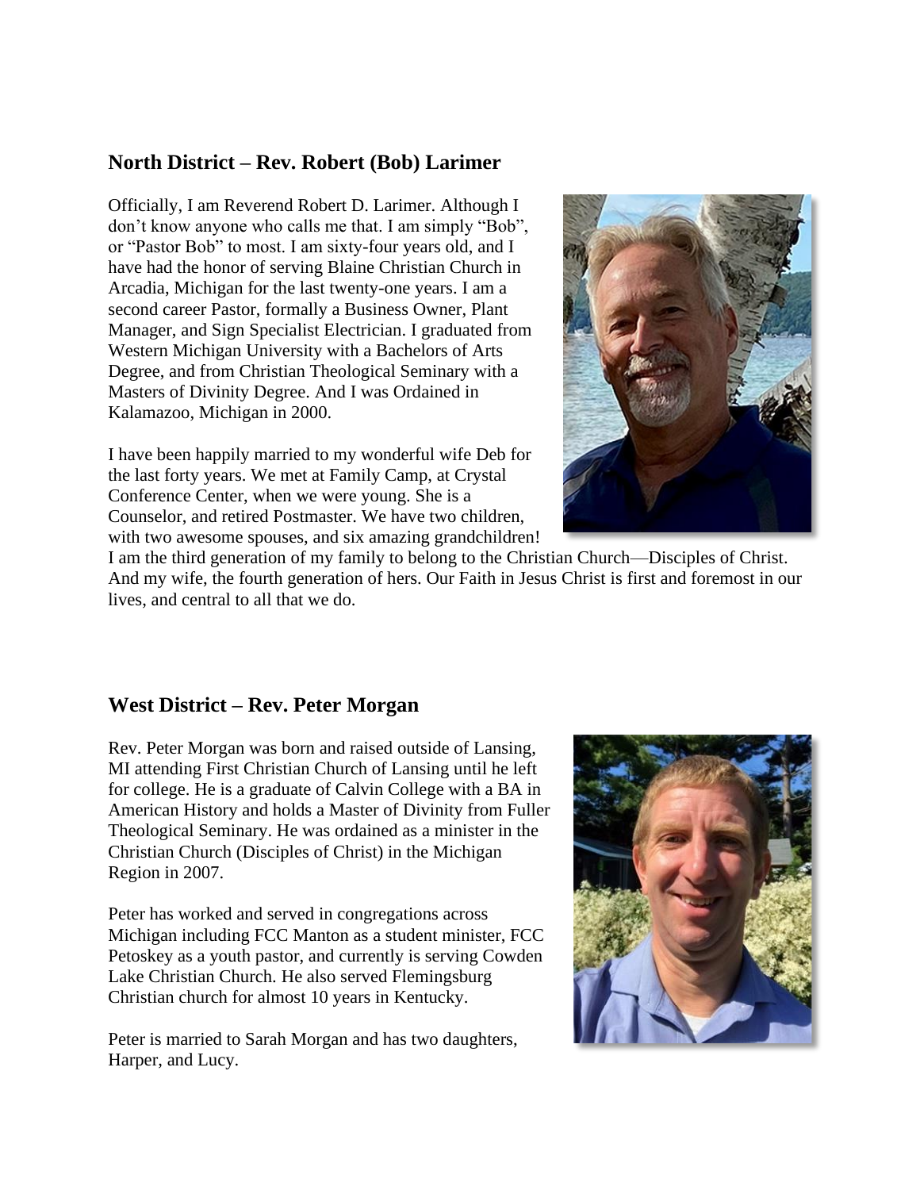## North District – Rev. Robert (Bob) Larimer

Officially, I am Reverend Robert D. Larimer. Although I don't know anyone who calls me that. I am simply "Bob", or "Pastor Bob" to most. I am sixty-four years old, and I have had the honor of serving Blaine Christian Church in Arcadia, Michigan for the last twenty-one years. I am a second career Pastor, formally a Business Owner, Plant Manager, and Sign Specialist Electrician. I graduated from Western Michigan University with a Bachelors of Arts Degree, and from Christian Theological Seminary with a Masters of Divinity Degree. And I was Ordained in Kalamazoo, Michigan in 2000.

I have been happily married to my wonderful wife Deb for the last forty years. We met at Family Camp, at Crystal Conference Center, when we were young. She is a Counselor, and retired Postmaster. We have two children, with two awesome spouses, and six amazing grandchildren! I am the third generation of my family to belong to the Christian Church—Disciples of Christ. And my wife, the fourth generation of hers. Our Faith in Jesus Christ is first and foremost in our lives, and central to all that we do.

## West District – Rev. Peter Morgan

Rev. Peter Morgan was born and raised outside of Lansing, MI attending First Christian Church of Lansing until he left for college. He is a graduate of Calvin College with a BA in American History and holds a Master of Divinity from Fuller Theological Seminary. He was ordained as a minister in the Christian Church (Disciples of Christ) in the Michigan Region in 2007.

Peter has worked and served in congregations across Michigan including FCC Manton as a student minister, FCC Petoskey as a youth pastor, and currently is serving Cowden Lake Christian Church. He also served Flemingsburg Christian church for almost 10 years in Kentucky.

Peter is married to Sarah Morgan and has two daughters, Harper, and Lucy.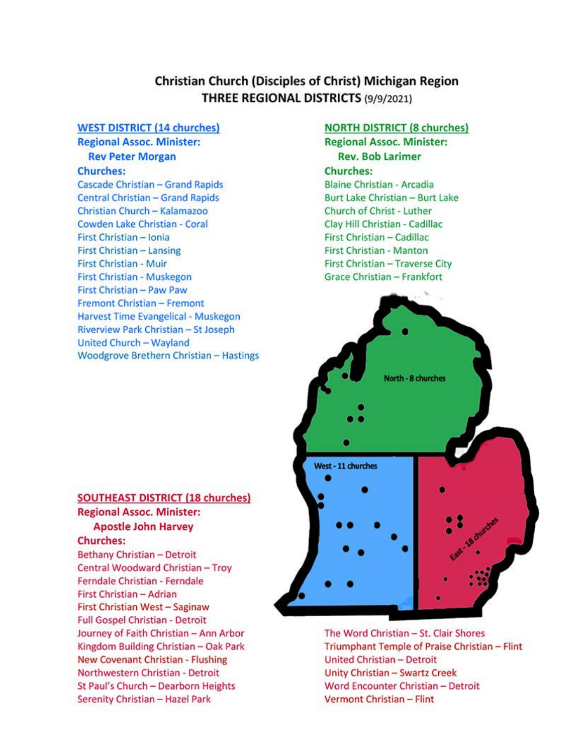# Christian Church (Disciples of Christ) Michigan Region

## THREE REGIONAL DISTRICTS (9/9/2021)

### WEST DISTRICT (14 churches)

**Regional Assoc. Minister:**

**Rev Peter Morgan**

**Churches:**

Cascade Christian – Grand Rapids
Central Christian – Grand Rapids
Christian Church – Kalamazoo
Cowden Lake Christian - Coral
First Christian – Ionia
First Christian – Lansing
First Christian - Muir
First Christian - Muskegon
First Christian – Paw Paw
Fremont Christian – Fremont
Harvest Time Evangelical - Muskegon
Riverview Park Christian – St Joseph
United Church – Wayland
Woodgrove Brethern Christian – Hastings

### NORTH DISTRICT (8 churches)

**Regional Assoc. Minister:**

**Rev. Bob Larimer**

**Churches:**

Blaine Christian - Arcadia
Burt Lake Christian – Burt Lake
Church of Christ - Luther
Clay Hill Christian - Cadillac
First Christian – Cadillac
First Christian - Manton
First Christian – Traverse City
Grace Christian – Frankfort

North - 8 churches

West - 11 churches

East - 18 churches

### SOUTHEAST DISTRICT (18 churches)

**Regional Assoc. Minister:**

**Apostle John Harvey**

**Churches:**

Bethany Christian – Detroit
Central Woodward Christian – Troy
Ferndale Christian - Ferndale
First Christian – Adrian
First Christian West – Saginaw
Full Gospel Christian - Detroit
Journey of Faith Christian – Ann Arbor
Kingdom Building Christian – Oak Park
New Covenant Christian - Flushing
Northwestern Christian - Detroit
St Paul's Church – Dearborn Heights
Serenity Christian – Hazel Park
The Word Christian – St. Clair Shores
Triumphant Temple of Praise Christian – Flint
United Christian – Detroit
Unity Christian – Swartz Creek
Word Encounter Christian – Detroit
Vermont Christian – Flint